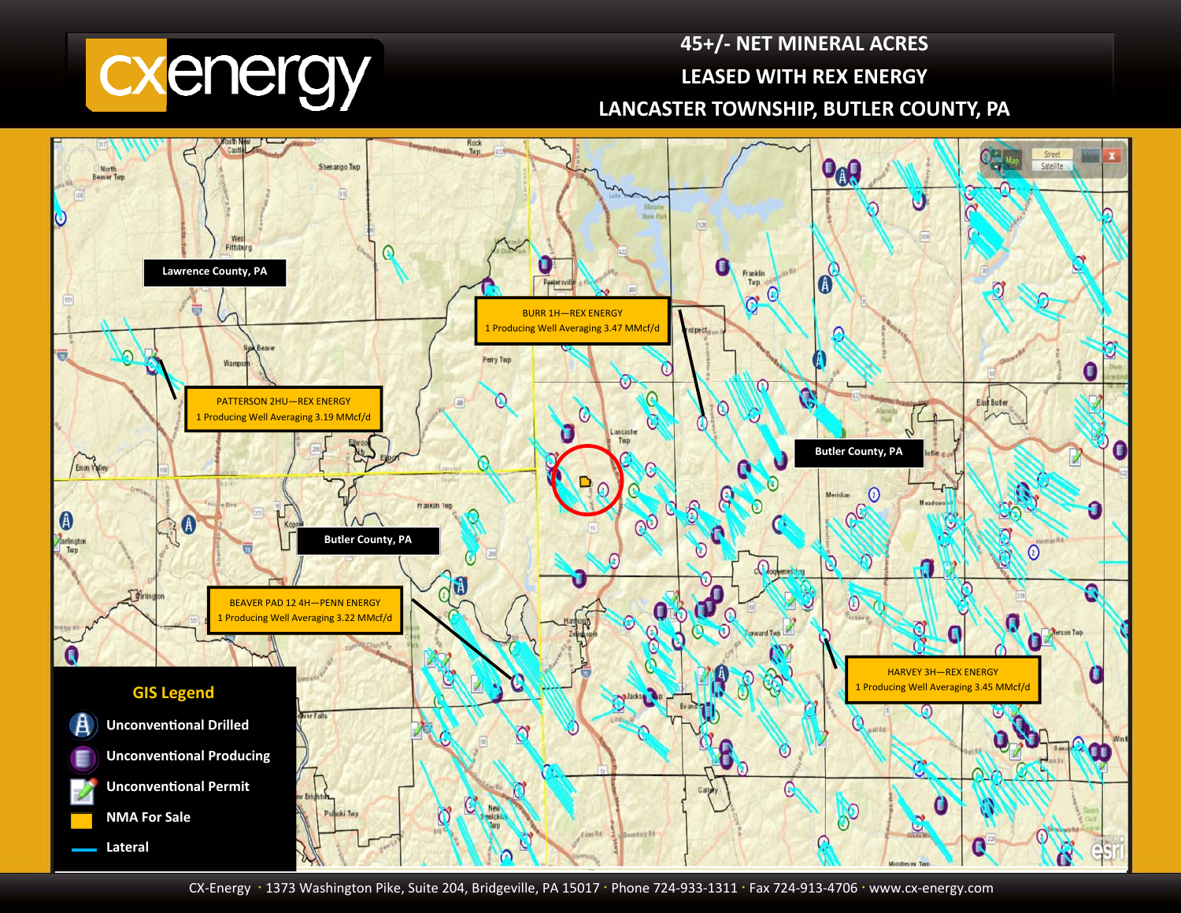# cxenergy

## 45+/- NET MINERAL ACRES
## LEASED WITH REX ENERGY
## LANCASTER TOWNSHIP, BUTLER COUNTY, PA

Lawrence County, PA

BURR 1H—REX ENERGY
1 Producing Well Averaging 3.47 MMcf/d

PATTERSON 2HU—REX ENERGY
1 Producing Well Averaging 3.19 MMcf/d

Butler County, PA

Butler County, PA

BEAVER PAD 12 4H—PENN ENERGY
1 Producing Well Averaging 3.22 MMcf/d

HARVEY 3H—REX ENERGY
1 Producing Well Averaging 3.45 MMcf/d

**GIS Legend**

- Unconventional Drilled
- Unconventional Producing
- Unconventional Permit
- NMA For Sale
- Lateral

CX-Energy · 1373 Washington Pike, Suite 204, Bridgeville, PA 15017 · Phone 724-933-1311 · Fax 724-913-4706 · www.cx-energy.com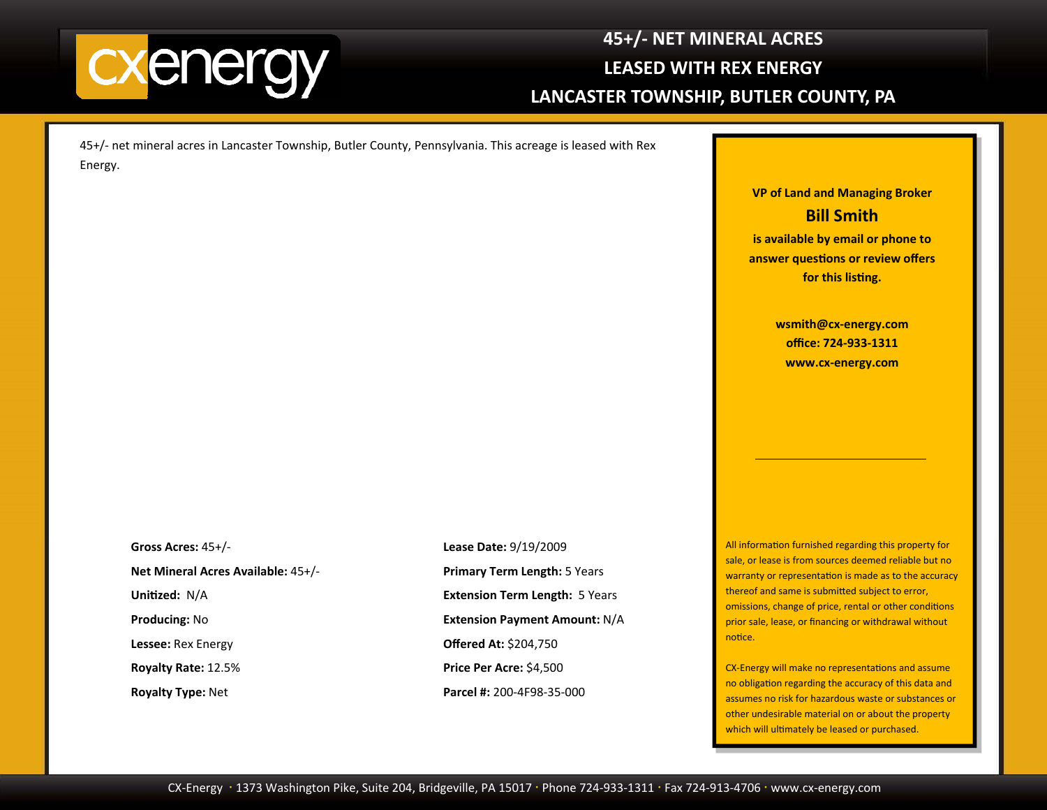# 45+/- NET MINERAL ACRES LEASED WITH REX ENERGY LANCASTER TOWNSHIP, BUTLER COUNTY, PA

45+/- net mineral acres in Lancaster Township, Butler County, Pennsylvania. This acreage is leased with Rex Energy.

**Gross Acres:** 45+/-

**Net Mineral Acres Available:** 45+/-

**Unitized:** N/A

**Producing:** No

**Lessee:** Rex Energy

**Royalty Rate:** 12.5%

**Royalty Type:** Net

**Lease Date:** 9/19/2009

**Primary Term Length:** 5 Years

**Extension Term Length:** 5 Years

**Extension Payment Amount:** N/A

**Offered At:** $204,750

**Price Per Acre:** $4,500

**Parcel #:** 200-4F98-35-000

**VP of Land and Managing Broker**

**Bill Smith**

**is available by email or phone to answer questions or review offers for this listing.**

**wsmith@cx-energy.com**
**office: 724-933-1311**
**www.cx-energy.com**

All information furnished regarding this property for sale, or lease is from sources deemed reliable but no warranty or representation is made as to the accuracy thereof and same is submitted subject to error, omissions, change of price, rental or other conditions prior sale, lease, or financing or withdrawal without notice.

CX-Energy will make no representations and assume no obligation regarding the accuracy of this data and assumes no risk for hazardous waste or substances or other undesirable material on or about the property which will ultimately be leased or purchased.

CX-Energy · 1373 Washington Pike, Suite 204, Bridgeville, PA 15017 · Phone 724-933-1311 · Fax 724-913-4706 · www.cx-energy.com